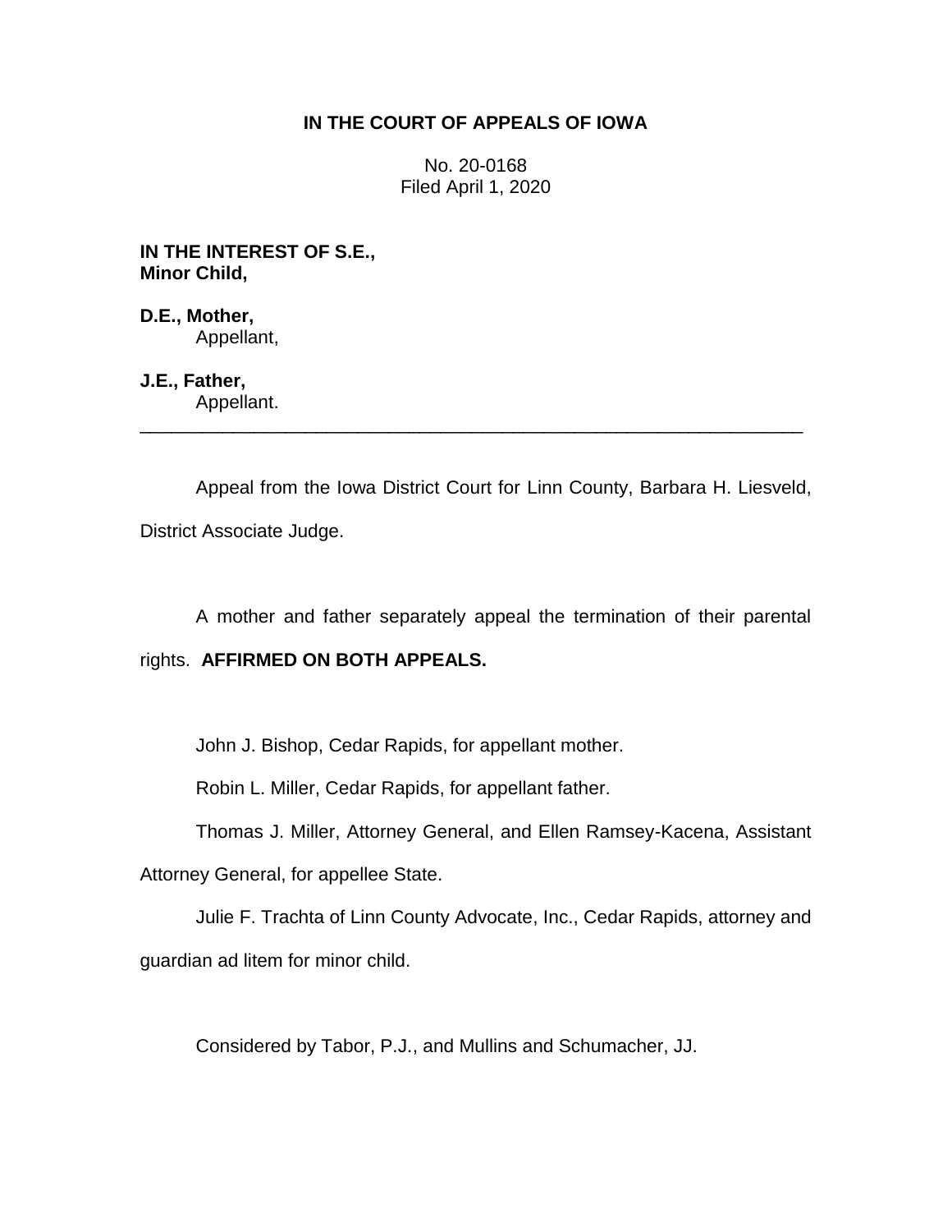**IN THE COURT OF APPEALS OF IOWA**

No. 20-0168
Filed April 1, 2020

**IN THE INTEREST OF S.E.,**
**Minor Child,**

**D.E., Mother,**
Appellant,

**J.E., Father,**
Appellant.

---

Appeal from the Iowa District Court for Linn County, Barbara H. Liesveld, District Associate Judge.

A mother and father separately appeal the termination of their parental rights. **AFFIRMED ON BOTH APPEALS.**

John J. Bishop, Cedar Rapids, for appellant mother.

Robin L. Miller, Cedar Rapids, for appellant father.

Thomas J. Miller, Attorney General, and Ellen Ramsey-Kacena, Assistant Attorney General, for appellee State.

Julie F. Trachta of Linn County Advocate, Inc., Cedar Rapids, attorney and guardian ad litem for minor child.

Considered by Tabor, P.J., and Mullins and Schumacher, JJ.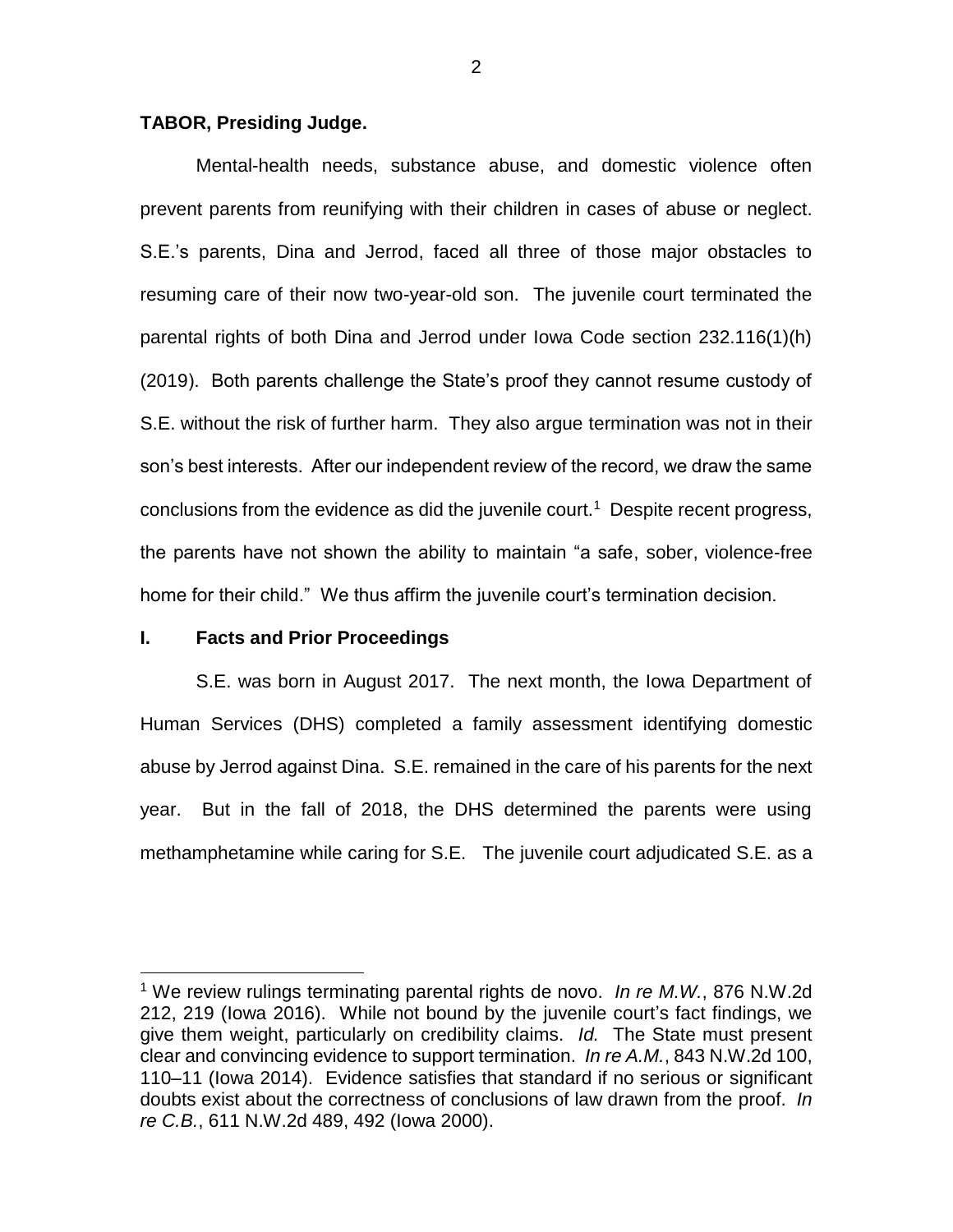**TABOR, Presiding Judge.**

Mental-health needs, substance abuse, and domestic violence often prevent parents from reunifying with their children in cases of abuse or neglect. S.E.'s parents, Dina and Jerrod, faced all three of those major obstacles to resuming care of their now two-year-old son. The juvenile court terminated the parental rights of both Dina and Jerrod under Iowa Code section 232.116(1)(h) (2019). Both parents challenge the State's proof they cannot resume custody of S.E. without the risk of further harm. They also argue termination was not in their son's best interests. After our independent review of the record, we draw the same conclusions from the evidence as did the juvenile court.[1] Despite recent progress, the parents have not shown the ability to maintain "a safe, sober, violence-free home for their child." We thus affirm the juvenile court's termination decision.

## I. Facts and Prior Proceedings

S.E. was born in August 2017. The next month, the Iowa Department of Human Services (DHS) completed a family assessment identifying domestic abuse by Jerrod against Dina. S.E. remained in the care of his parents for the next year. But in the fall of 2018, the DHS determined the parents were using methamphetamine while caring for S.E. The juvenile court adjudicated S.E. as a

---

[1] We review rulings terminating parental rights de novo. *In re M.W.*, 876 N.W.2d 212, 219 (Iowa 2016). While not bound by the juvenile court's fact findings, we give them weight, particularly on credibility claims. *Id.* The State must present clear and convincing evidence to support termination. *In re A.M.*, 843 N.W.2d 100, 110–11 (Iowa 2014). Evidence satisfies that standard if no serious or significant doubts exist about the correctness of conclusions of law drawn from the proof. *In re C.B.*, 611 N.W.2d 489, 492 (Iowa 2000).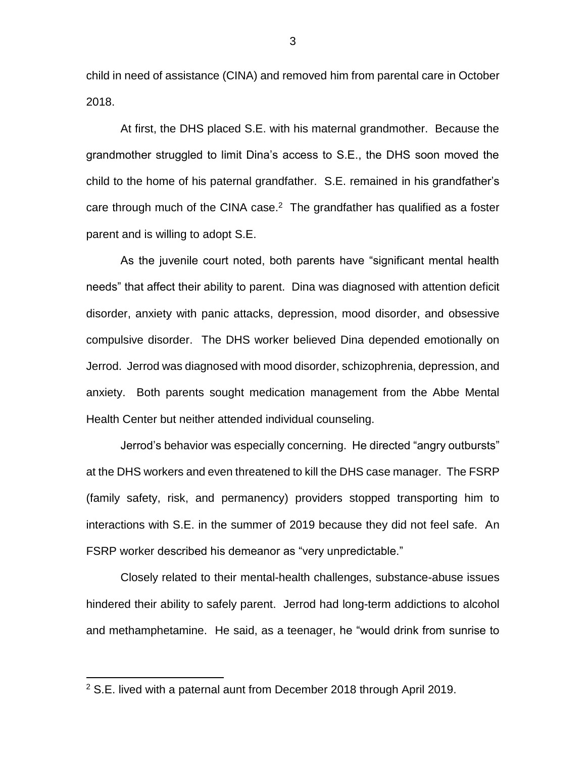child in need of assistance (CINA) and removed him from parental care in October 2018.

At first, the DHS placed S.E. with his maternal grandmother. Because the grandmother struggled to limit Dina's access to S.E., the DHS soon moved the child to the home of his paternal grandfather. S.E. remained in his grandfather's care through much of the CINA case.[2] The grandfather has qualified as a foster parent and is willing to adopt S.E.

As the juvenile court noted, both parents have "significant mental health needs" that affect their ability to parent. Dina was diagnosed with attention deficit disorder, anxiety with panic attacks, depression, mood disorder, and obsessive compulsive disorder. The DHS worker believed Dina depended emotionally on Jerrod. Jerrod was diagnosed with mood disorder, schizophrenia, depression, and anxiety. Both parents sought medication management from the Abbe Mental Health Center but neither attended individual counseling.

Jerrod's behavior was especially concerning. He directed "angry outbursts" at the DHS workers and even threatened to kill the DHS case manager. The FSRP (family safety, risk, and permanency) providers stopped transporting him to interactions with S.E. in the summer of 2019 because they did not feel safe. An FSRP worker described his demeanor as "very unpredictable."

Closely related to their mental-health challenges, substance-abuse issues hindered their ability to safely parent. Jerrod had long-term addictions to alcohol and methamphetamine. He said, as a teenager, he "would drink from sunrise to

[2] S.E. lived with a paternal aunt from December 2018 through April 2019.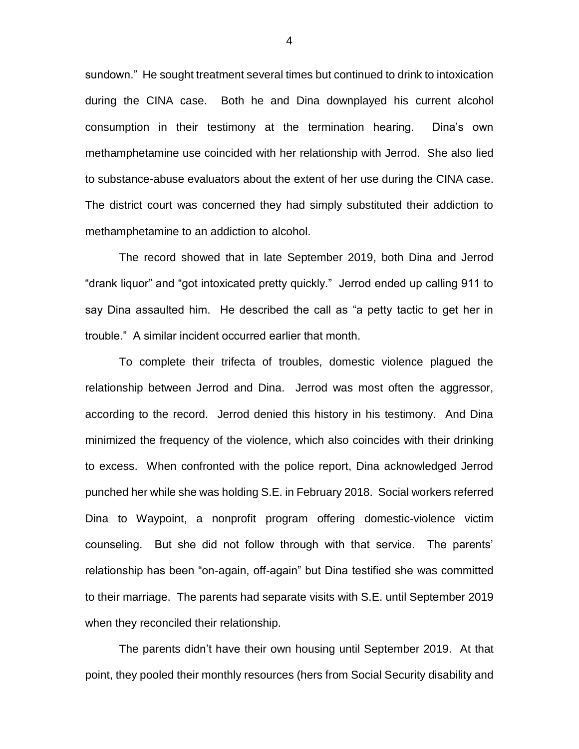sundown." He sought treatment several times but continued to drink to intoxication during the CINA case. Both he and Dina downplayed his current alcohol consumption in their testimony at the termination hearing. Dina's own methamphetamine use coincided with her relationship with Jerrod. She also lied to substance-abuse evaluators about the extent of her use during the CINA case. The district court was concerned they had simply substituted their addiction to methamphetamine to an addiction to alcohol.

The record showed that in late September 2019, both Dina and Jerrod "drank liquor" and "got intoxicated pretty quickly." Jerrod ended up calling 911 to say Dina assaulted him. He described the call as "a petty tactic to get her in trouble." A similar incident occurred earlier that month.

To complete their trifecta of troubles, domestic violence plagued the relationship between Jerrod and Dina. Jerrod was most often the aggressor, according to the record. Jerrod denied this history in his testimony. And Dina minimized the frequency of the violence, which also coincides with their drinking to excess. When confronted with the police report, Dina acknowledged Jerrod punched her while she was holding S.E. in February 2018. Social workers referred Dina to Waypoint, a nonprofit program offering domestic-violence victim counseling. But she did not follow through with that service. The parents' relationship has been "on-again, off-again" but Dina testified she was committed to their marriage. The parents had separate visits with S.E. until September 2019 when they reconciled their relationship.

The parents didn't have their own housing until September 2019. At that point, they pooled their monthly resources (hers from Social Security disability and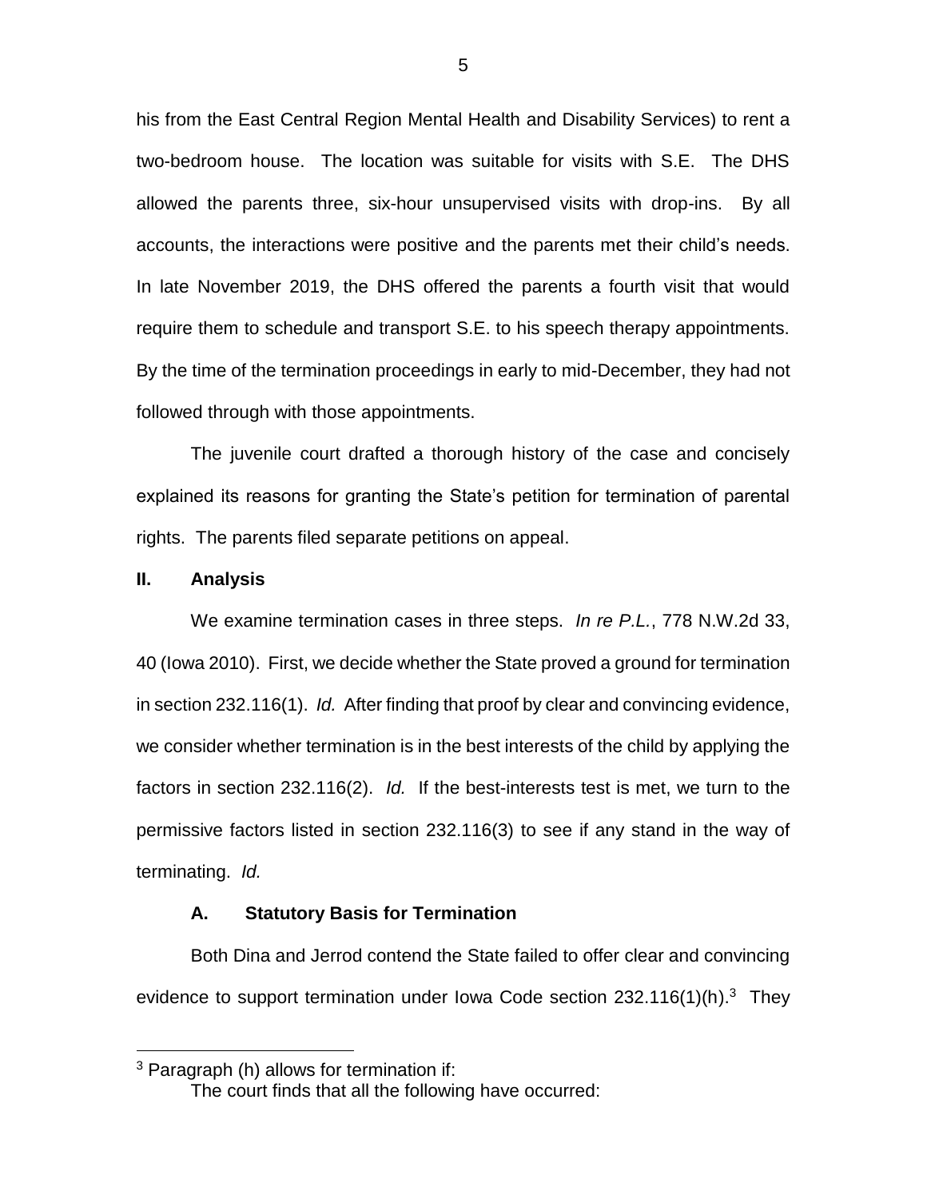his from the East Central Region Mental Health and Disability Services) to rent a two-bedroom house. The location was suitable for visits with S.E. The DHS allowed the parents three, six-hour unsupervised visits with drop-ins. By all accounts, the interactions were positive and the parents met their child's needs. In late November 2019, the DHS offered the parents a fourth visit that would require them to schedule and transport S.E. to his speech therapy appointments. By the time of the termination proceedings in early to mid-December, they had not followed through with those appointments.

The juvenile court drafted a thorough history of the case and concisely explained its reasons for granting the State's petition for termination of parental rights. The parents filed separate petitions on appeal.

## II. Analysis

We examine termination cases in three steps. *In re P.L.*, 778 N.W.2d 33, 40 (Iowa 2010). First, we decide whether the State proved a ground for termination in section 232.116(1). *Id.* After finding that proof by clear and convincing evidence, we consider whether termination is in the best interests of the child by applying the factors in section 232.116(2). *Id.* If the best-interests test is met, we turn to the permissive factors listed in section 232.116(3) to see if any stand in the way of terminating. *Id.*

### A. Statutory Basis for Termination

Both Dina and Jerrod contend the State failed to offer clear and convincing evidence to support termination under Iowa Code section 232.116(1)(h).[3] They

---

[3] Paragraph (h) allows for termination if:

The court finds that all the following have occurred: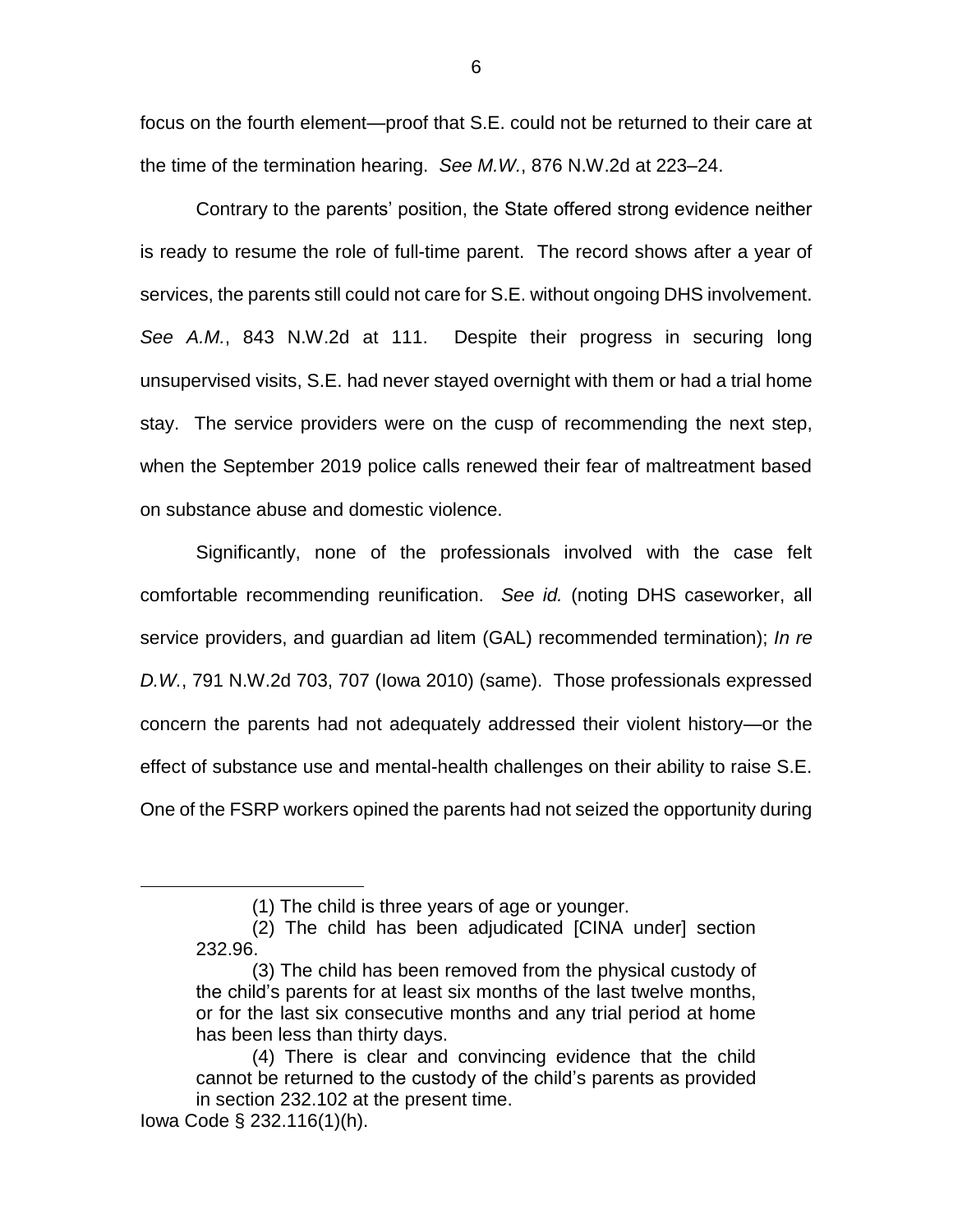focus on the fourth element—proof that S.E. could not be returned to their care at the time of the termination hearing. *See M.W.*, 876 N.W.2d at 223–24.

Contrary to the parents' position, the State offered strong evidence neither is ready to resume the role of full-time parent. The record shows after a year of services, the parents still could not care for S.E. without ongoing DHS involvement. *See A.M.*, 843 N.W.2d at 111. Despite their progress in securing long unsupervised visits, S.E. had never stayed overnight with them or had a trial home stay. The service providers were on the cusp of recommending the next step, when the September 2019 police calls renewed their fear of maltreatment based on substance abuse and domestic violence.

Significantly, none of the professionals involved with the case felt comfortable recommending reunification. *See id.* (noting DHS caseworker, all service providers, and guardian ad litem (GAL) recommended termination); *In re D.W.*, 791 N.W.2d 703, 707 (Iowa 2010) (same). Those professionals expressed concern the parents had not adequately addressed their violent history—or the effect of substance use and mental-health challenges on their ability to raise S.E. One of the FSRP workers opined the parents had not seized the opportunity during

---

> (1) The child is three years of age or younger.
>
> (2) The child has been adjudicated [CINA under] section 232.96.
>
> (3) The child has been removed from the physical custody of the child's parents for at least six months of the last twelve months, or for the last six consecutive months and any trial period at home has been less than thirty days.
>
> (4) There is clear and convincing evidence that the child cannot be returned to the custody of the child's parents as provided in section 232.102 at the present time.

Iowa Code § 232.116(1)(h).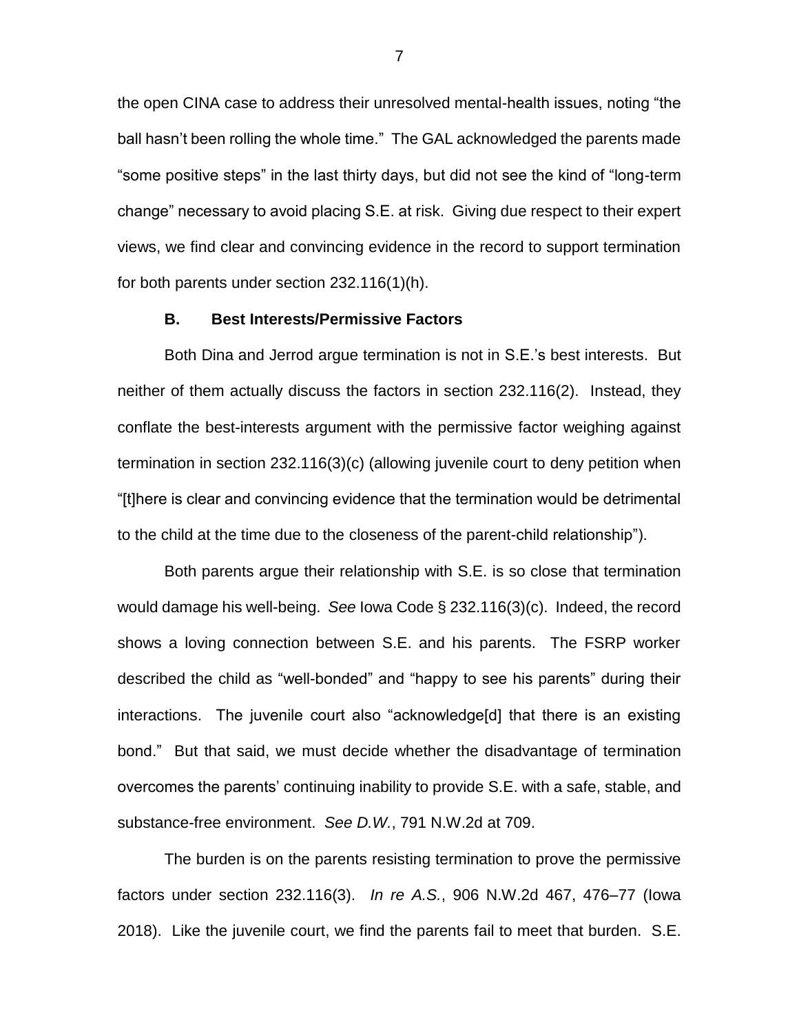the open CINA case to address their unresolved mental-health issues, noting "the ball hasn't been rolling the whole time." The GAL acknowledged the parents made "some positive steps" in the last thirty days, but did not see the kind of "long-term change" necessary to avoid placing S.E. at risk. Giving due respect to their expert views, we find clear and convincing evidence in the record to support termination for both parents under section 232.116(1)(h).

**B. Best Interests/Permissive Factors**

Both Dina and Jerrod argue termination is not in S.E.'s best interests. But neither of them actually discuss the factors in section 232.116(2). Instead, they conflate the best-interests argument with the permissive factor weighing against termination in section 232.116(3)(c) (allowing juvenile court to deny petition when "[t]here is clear and convincing evidence that the termination would be detrimental to the child at the time due to the closeness of the parent-child relationship").

Both parents argue their relationship with S.E. is so close that termination would damage his well-being. *See* Iowa Code § 232.116(3)(c). Indeed, the record shows a loving connection between S.E. and his parents. The FSRP worker described the child as "well-bonded" and "happy to see his parents" during their interactions. The juvenile court also "acknowledge[d] that there is an existing bond." But that said, we must decide whether the disadvantage of termination overcomes the parents' continuing inability to provide S.E. with a safe, stable, and substance-free environment. *See D.W.*, 791 N.W.2d at 709.

The burden is on the parents resisting termination to prove the permissive factors under section 232.116(3). *In re A.S.*, 906 N.W.2d 467, 476–77 (Iowa 2018). Like the juvenile court, we find the parents fail to meet that burden. S.E.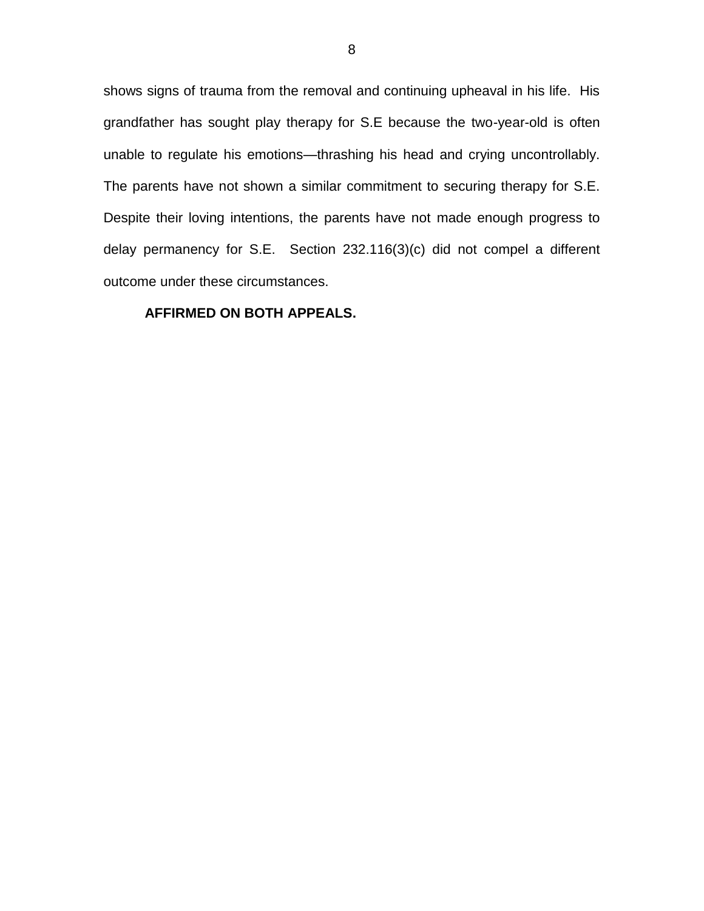shows signs of trauma from the removal and continuing upheaval in his life. His grandfather has sought play therapy for S.E because the two-year-old is often unable to regulate his emotions—thrashing his head and crying uncontrollably. The parents have not shown a similar commitment to securing therapy for S.E. Despite their loving intentions, the parents have not made enough progress to delay permanency for S.E. Section 232.116(3)(c) did not compel a different outcome under these circumstances.

**AFFIRMED ON BOTH APPEALS.**